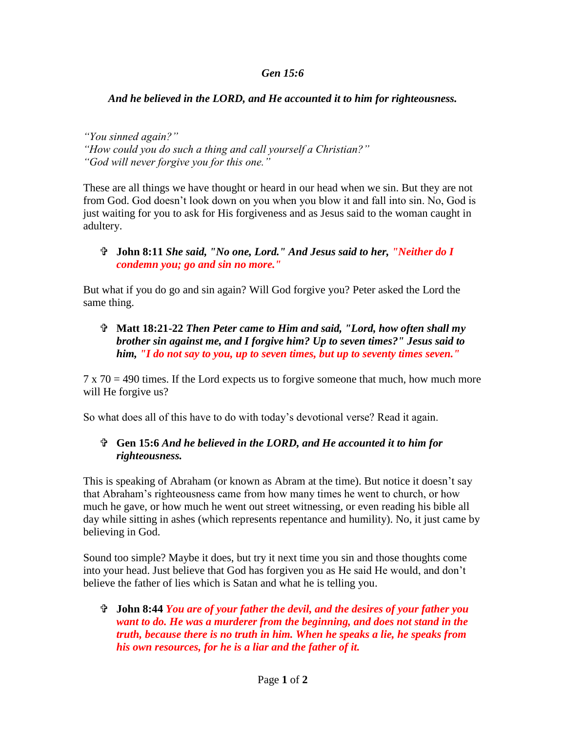***Gen 15:6***

***And he believed in the LORD, and He accounted it to him for righteousness.***

*"You sinned again?"*
*"How could you do such a thing and call yourself a Christian?"*
*"God will never forgive you for this one."*

These are all things we have thought or heard in our head when we sin. But they are not from God. God doesn't look down on you when you blow it and fall into sin. No, God is just waiting for you to ask for His forgiveness and as Jesus said to the woman caught in adultery.

- ✞ **John 8:11** ***She said, "No one, Lord." And Jesus said to her, "Neither do I condemn you; go and sin no more."***

But what if you do go and sin again? Will God forgive you? Peter asked the Lord the same thing.

- ✞ **Matt 18:21-22** ***Then Peter came to Him and said, "Lord, how often shall my brother sin against me, and I forgive him? Up to seven times?" Jesus said to him, "I do not say to you, up to seven times, but up to seventy times seven."***

7 x 70 = 490 times. If the Lord expects us to forgive someone that much, how much more will He forgive us?

So what does all of this have to do with today's devotional verse? Read it again.

- ✞ **Gen 15:6** ***And he believed in the LORD, and He accounted it to him for righteousness.***

This is speaking of Abraham (or known as Abram at the time). But notice it doesn't say that Abraham's righteousness came from how many times he went to church, or how much he gave, or how much he went out street witnessing, or even reading his bible all day while sitting in ashes (which represents repentance and humility). No, it just came by believing in God.

Sound too simple? Maybe it does, but try it next time you sin and those thoughts come into your head. Just believe that God has forgiven you as He said He would, and don't believe the father of lies which is Satan and what he is telling you.

- ✞ **John 8:44** ***You are of your father the devil, and the desires of your father you want to do. He was a murderer from the beginning, and does not stand in the truth, because there is no truth in him. When he speaks a lie, he speaks from his own resources, for he is a liar and the father of it.***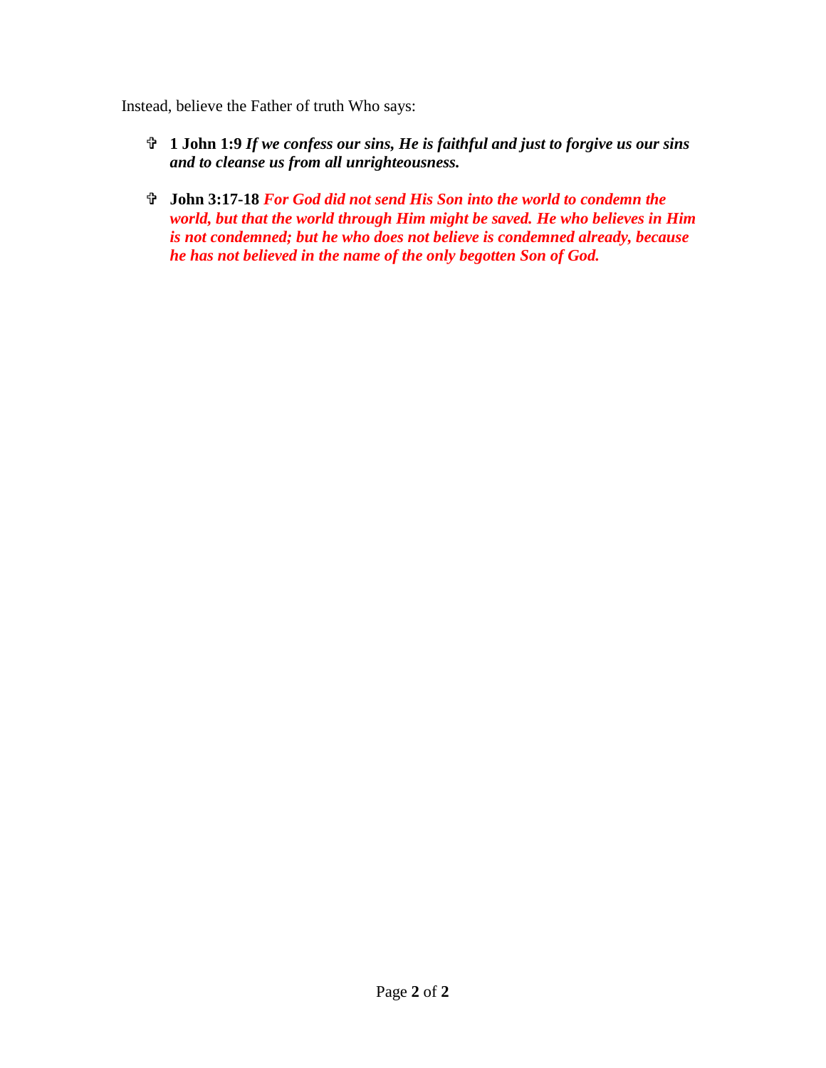Instead, believe the Father of truth Who says:

- ✞ **1 John 1:9** ***If we confess our sins, He is faithful and just to forgive us our sins and to cleanse us from all unrighteousness.***

- ✞ **John 3:17-18** ***For God did not send His Son into the world to condemn the world, but that the world through Him might be saved. He who believes in Him is not condemned; but he who does not believe is condemned already, because he has not believed in the name of the only begotten Son of God.***